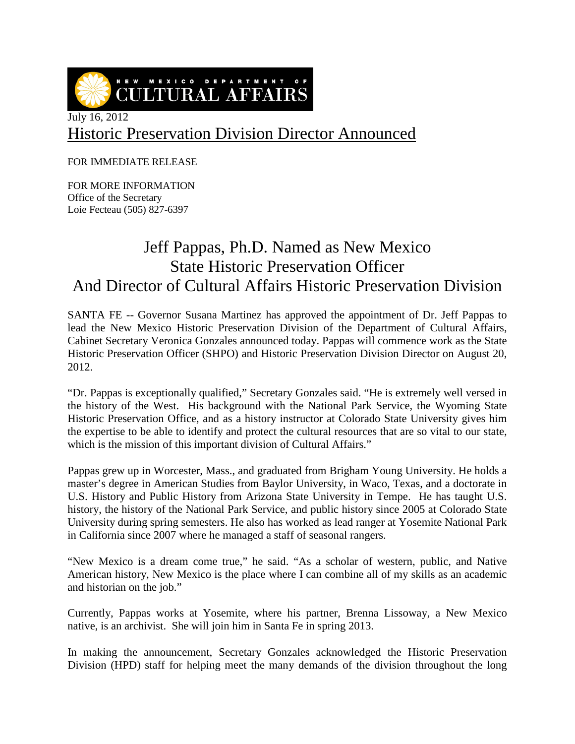NEW MEXICO DEPARTMENT OF CULTURAL AFFAIRS

July 16, 2012

## Historic Preservation Division Director Announced

FOR IMMEDIATE RELEASE

FOR MORE INFORMATION
Office of the Secretary
Loie Fecteau (505) 827-6397

# Jeff Pappas, Ph.D. Named as New Mexico State Historic Preservation Officer And Director of Cultural Affairs Historic Preservation Division

SANTA FE -- Governor Susana Martinez has approved the appointment of Dr. Jeff Pappas to lead the New Mexico Historic Preservation Division of the Department of Cultural Affairs, Cabinet Secretary Veronica Gonzales announced today. Pappas will commence work as the State Historic Preservation Officer (SHPO) and Historic Preservation Division Director on August 20, 2012.

"Dr. Pappas is exceptionally qualified," Secretary Gonzales said. "He is extremely well versed in the history of the West. His background with the National Park Service, the Wyoming State Historic Preservation Office, and as a history instructor at Colorado State University gives him the expertise to be able to identify and protect the cultural resources that are so vital to our state, which is the mission of this important division of Cultural Affairs."

Pappas grew up in Worcester, Mass., and graduated from Brigham Young University. He holds a master's degree in American Studies from Baylor University, in Waco, Texas, and a doctorate in U.S. History and Public History from Arizona State University in Tempe. He has taught U.S. history, the history of the National Park Service, and public history since 2005 at Colorado State University during spring semesters. He also has worked as lead ranger at Yosemite National Park in California since 2007 where he managed a staff of seasonal rangers.

"New Mexico is a dream come true," he said. "As a scholar of western, public, and Native American history, New Mexico is the place where I can combine all of my skills as an academic and historian on the job."

Currently, Pappas works at Yosemite, where his partner, Brenna Lissoway, a New Mexico native, is an archivist. She will join him in Santa Fe in spring 2013.

In making the announcement, Secretary Gonzales acknowledged the Historic Preservation Division (HPD) staff for helping meet the many demands of the division throughout the long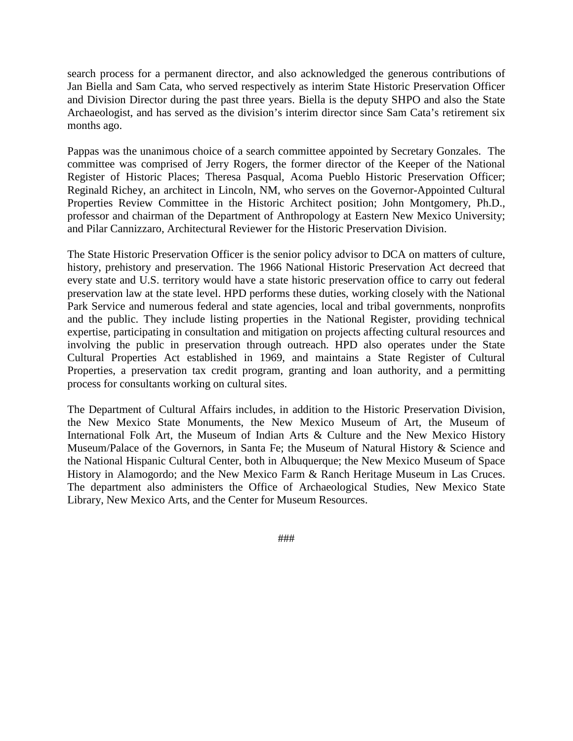search process for a permanent director, and also acknowledged the generous contributions of Jan Biella and Sam Cata, who served respectively as interim State Historic Preservation Officer and Division Director during the past three years. Biella is the deputy SHPO and also the State Archaeologist, and has served as the division's interim director since Sam Cata's retirement six months ago.

Pappas was the unanimous choice of a search committee appointed by Secretary Gonzales. The committee was comprised of Jerry Rogers, the former director of the Keeper of the National Register of Historic Places; Theresa Pasqual, Acoma Pueblo Historic Preservation Officer; Reginald Richey, an architect in Lincoln, NM, who serves on the Governor-Appointed Cultural Properties Review Committee in the Historic Architect position; John Montgomery, Ph.D., professor and chairman of the Department of Anthropology at Eastern New Mexico University; and Pilar Cannizzaro, Architectural Reviewer for the Historic Preservation Division.

The State Historic Preservation Officer is the senior policy advisor to DCA on matters of culture, history, prehistory and preservation. The 1966 National Historic Preservation Act decreed that every state and U.S. territory would have a state historic preservation office to carry out federal preservation law at the state level. HPD performs these duties, working closely with the National Park Service and numerous federal and state agencies, local and tribal governments, nonprofits and the public. They include listing properties in the National Register, providing technical expertise, participating in consultation and mitigation on projects affecting cultural resources and involving the public in preservation through outreach. HPD also operates under the State Cultural Properties Act established in 1969, and maintains a State Register of Cultural Properties, a preservation tax credit program, granting and loan authority, and a permitting process for consultants working on cultural sites.

The Department of Cultural Affairs includes, in addition to the Historic Preservation Division, the New Mexico State Monuments, the New Mexico Museum of Art, the Museum of International Folk Art, the Museum of Indian Arts & Culture and the New Mexico History Museum/Palace of the Governors, in Santa Fe; the Museum of Natural History & Science and the National Hispanic Cultural Center, both in Albuquerque; the New Mexico Museum of Space History in Alamogordo; and the New Mexico Farm & Ranch Heritage Museum in Las Cruces. The department also administers the Office of Archaeological Studies, New Mexico State Library, New Mexico Arts, and the Center for Museum Resources.

###